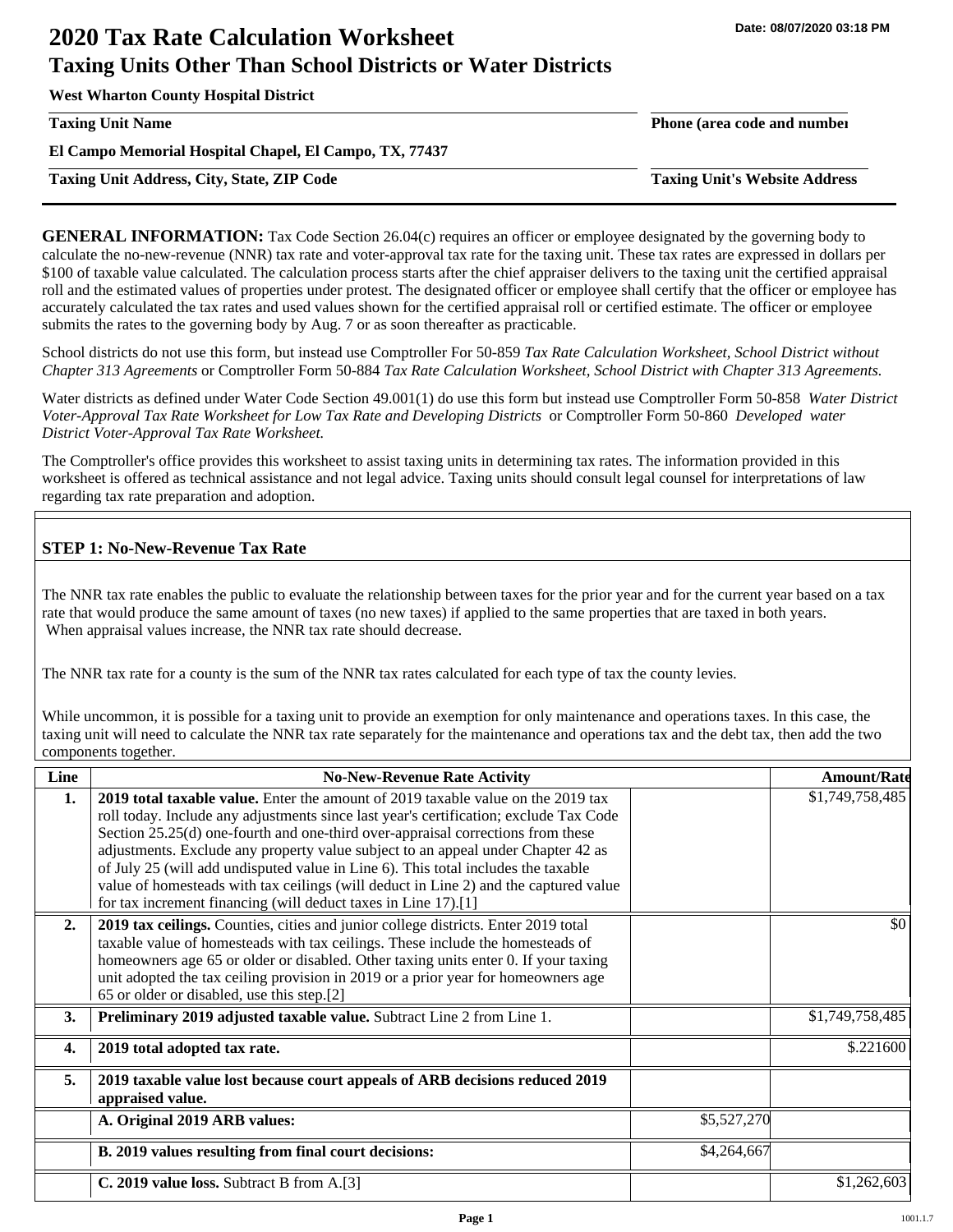Date: 08/07/2020 03:18 PM

# 2020 Tax Rate Calculation Worksheet

## Taxing Units Other Than School Districts or Water Districts

**West Wharton County Hospital District**

**Taxing Unit Name** | **Phone (area code and number)**

**El Campo Memorial Hospital Chapel, El Campo, TX, 77437**

**Taxing Unit Address, City, State, ZIP Code** | **Taxing Unit's Website Address**

**GENERAL INFORMATION:** Tax Code Section 26.04(c) requires an officer or employee designated by the governing body to calculate the no-new-revenue (NNR) tax rate and voter-approval tax rate for the taxing unit. These tax rates are expressed in dollars per $100 of taxable value calculated. The calculation process starts after the chief appraiser delivers to the taxing unit the certified appraisal roll and the estimated values of properties under protest. The designated officer or employee shall certify that the officer or employee has accurately calculated the tax rates and used values shown for the certified appraisal roll or certified estimate. The officer or employee submits the rates to the governing body by Aug. 7 or as soon thereafter as practicable.

School districts do not use this form, but instead use Comptroller For 50-859 *Tax Rate Calculation Worksheet, School District without Chapter 313 Agreements* or Comptroller Form 50-884 *Tax Rate Calculation Worksheet, School District with Chapter 313 Agreements.*

Water districts as defined under Water Code Section 49.001(1) do use this form but instead use Comptroller Form 50-858 *Water District Voter-Approval Tax Rate Worksheet for Low Tax Rate and Developing Districts* or Comptroller Form 50-860 *Developed water District Voter-Approval Tax Rate Worksheet.*

The Comptroller's office provides this worksheet to assist taxing units in determining tax rates. The information provided in this worksheet is offered as technical assistance and not legal advice. Taxing units should consult legal counsel for interpretations of law regarding tax rate preparation and adoption.

### STEP 1: No-New-Revenue Tax Rate

The NNR tax rate enables the public to evaluate the relationship between taxes for the prior year and for the current year based on a tax rate that would produce the same amount of taxes (no new taxes) if applied to the same properties that are taxed in both years. When appraisal values increase, the NNR tax rate should decrease.

The NNR tax rate for a county is the sum of the NNR tax rates calculated for each type of tax the county levies.

While uncommon, it is possible for a taxing unit to provide an exemption for only maintenance and operations taxes. In this case, the taxing unit will need to calculate the NNR tax rate separately for the maintenance and operations tax and the debt tax, then add the two components together.

| Line | No-New-Revenue Rate Activity | | Amount/Rate |
|---|---|---|---|
| **1.** | **2019 total taxable value.** Enter the amount of 2019 taxable value on the 2019 tax roll today. Include any adjustments since last year's certification; exclude Tax Code Section 25.25(d) one-fourth and one-third over-appraisal corrections from these adjustments. Exclude any property value subject to an appeal under Chapter 42 as of July 25 (will add undisputed value in Line 6). This total includes the taxable value of homesteads with tax ceilings (will deduct in Line 2) and the captured value for tax increment financing (will deduct taxes in Line 17).[1] | | $1,749,758,485 |
| **2.** | **2019 tax ceilings.** Counties, cities and junior college districts. Enter 2019 total taxable value of homesteads with tax ceilings. These include the homesteads of homeowners age 65 or older or disabled. Other taxing units enter 0. If your taxing unit adopted the tax ceiling provision in 2019 or a prior year for homeowners age 65 or older or disabled, use this step.[2] | | $0 |
| **3.** | **Preliminary 2019 adjusted taxable value.** Subtract Line 2 from Line 1. | | $1,749,758,485 |
| **4.** | **2019 total adopted tax rate.** | | $.221600 |
| **5.** | **2019 taxable value lost because court appeals of ARB decisions reduced 2019 appraised value.** | | |
| | **A. Original 2019 ARB values:** | $5,527,270 | |
| | **B. 2019 values resulting from final court decisions:** | $4,264,667 | |
| | **C. 2019 value loss.** Subtract B from A.[3] | | $1,262,603 |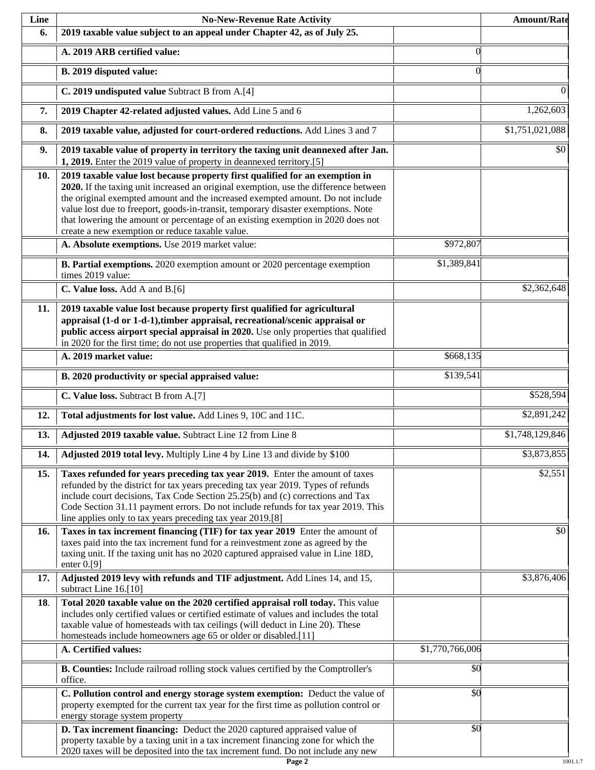| Line | No-New-Revenue Rate Activity | | Amount/Rate |
|---|---|---|---|
| **6.** | **2019 taxable value subject to an appeal under Chapter 42, as of July 25.** | | |
| | **A. 2019 ARB certified value:** | 0 | |
| | **B. 2019 disputed value:** | 0 | |
| | **C. 2019 undisputed value** Subtract B from A.[4] | | 0 |
| **7.** | **2019 Chapter 42-related adjusted values.** Add Line 5 and 6 | | 1,262,603 |
| **8.** | **2019 taxable value, adjusted for court-ordered reductions.** Add Lines 3 and 7 | | $1,751,021,088 |
| **9.** | **2019 taxable value of property in territory the taxing unit deannexed after Jan. 1, 2019.** Enter the 2019 value of property in deannexed territory.[5] | | $0 |
| **10.** | **2019 taxable value lost because property first qualified for an exemption in 2020.** If the taxing unit increased an original exemption, use the difference between the original exempted amount and the increased exempted amount. Do not include value lost due to freeport, goods-in-transit, temporary disaster exemptions. Note that lowering the amount or percentage of an existing exemption in 2020 does not create a new exemption or reduce taxable value. | | |
| | **A. Absolute exemptions.** Use 2019 market value: | $972,807 | |
| | **B. Partial exemptions.** 2020 exemption amount or 2020 percentage exemption times 2019 value: | $1,389,841 | |
| | **C. Value loss.** Add A and B.[6] | | $2,362,648 |
| **11.** | **2019 taxable value lost because property first qualified for agricultural appraisal (1-d or 1-d-1),timber appraisal, recreational/scenic appraisal or public access airport special appraisal in 2020.** Use only properties that qualified in 2020 for the first time; do not use properties that qualified in 2019. | | |
| | **A. 2019 market value:** | $668,135 | |
| | **B. 2020 productivity or special appraised value:** | $139,541 | |
| | **C. Value loss.** Subtract B from A.[7] | | $528,594 |
| **12.** | **Total adjustments for lost value.** Add Lines 9, 10C and 11C. | | $2,891,242 |
| **13.** | **Adjusted 2019 taxable value.** Subtract Line 12 from Line 8 | | $1,748,129,846 |
| **14.** | **Adjusted 2019 total levy.** Multiply Line 4 by Line 13 and divide by $100 | | $3,873,855 |
| **15.** | **Taxes refunded for years preceding tax year 2019.** Enter the amount of taxes refunded by the district for tax years preceding tax year 2019. Types of refunds include court decisions, Tax Code Section 25.25(b) and (c) corrections and Tax Code Section 31.11 payment errors. Do not include refunds for tax year 2019. This line applies only to tax years preceding tax year 2019.[8] | | $2,551 |
| **16.** | **Taxes in tax increment financing (TIF) for tax year 2019** Enter the amount of taxes paid into the tax increment fund for a reinvestment zone as agreed by the taxing unit. If the taxing unit has no 2020 captured appraised value in Line 18D, enter 0.[9] | | $0 |
| **17.** | **Adjusted 2019 levy with refunds and TIF adjustment.** Add Lines 14, and 15, subtract Line 16.[10] | | $3,876,406 |
| **18.** | **Total 2020 taxable value on the 2020 certified appraisal roll today.** This value includes only certified values or certified estimate of values and includes the total taxable value of homesteads with tax ceilings (will deduct in Line 20). These homesteads include homeowners age 65 or older or disabled.[11] | | |
| | **A. Certified values:** | $1,770,766,006 | |
| | **B. Counties:** Include railroad rolling stock values certified by the Comptroller's office. | $0 | |
| | **C. Pollution control and energy storage system exemption:** Deduct the value of property exempted for the current tax year for the first time as pollution control or energy storage system property | $0 | |
| | **D. Tax increment financing:** Deduct the 2020 captured appraised value of property taxable by a taxing unit in a tax increment financing zone for which the 2020 taxes will be deposited into the tax increment fund. Do not include any new | $0 | |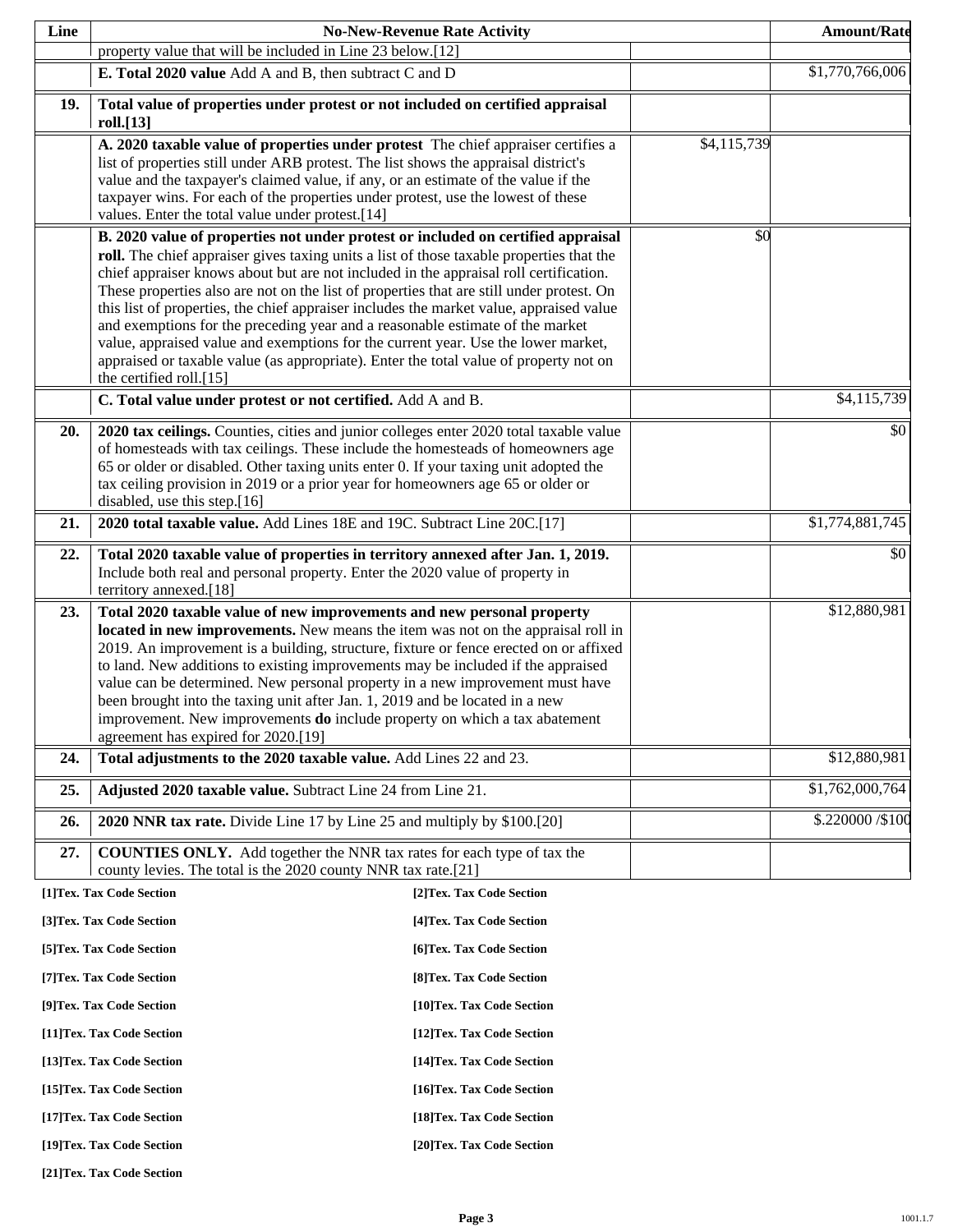| Line | No-New-Revenue Rate Activity | | Amount/Rate |
|---|---|---|---|
| | property value that will be included in Line 23 below.[12] | | |
| | **E. Total 2020 value** Add A and B, then subtract C and D | | $1,770,766,006 |
| **19.** | **Total value of properties under protest or not included on certified appraisal roll.[13]** | | |
| | **A. 2020 taxable value of properties under protest** The chief appraiser certifies a list of properties still under ARB protest. The list shows the appraisal district's value and the taxpayer's claimed value, if any, or an estimate of the value if the taxpayer wins. For each of the properties under protest, use the lowest of these values. Enter the total value under protest.[14] | $4,115,739 | |
| | **B. 2020 value of properties not under protest or included on certified appraisal roll.** The chief appraiser gives taxing units a list of those taxable properties that the chief appraiser knows about but are not included in the appraisal roll certification. These properties also are not on the list of properties that are still under protest. On this list of properties, the chief appraiser includes the market value, appraised value and exemptions for the preceding year and a reasonable estimate of the market value, appraised value and exemptions for the current year. Use the lower market, appraised or taxable value (as appropriate). Enter the total value of property not on the certified roll.[15] | $0 | |
| | **C. Total value under protest or not certified.** Add A and B. | | $4,115,739 |
| **20.** | **2020 tax ceilings.** Counties, cities and junior colleges enter 2020 total taxable value of homesteads with tax ceilings. These include the homesteads of homeowners age 65 or older or disabled. Other taxing units enter 0. If your taxing unit adopted the tax ceiling provision in 2019 or a prior year for homeowners age 65 or older or disabled, use this step.[16] | | $0 |
| **21.** | **2020 total taxable value.** Add Lines 18E and 19C. Subtract Line 20C.[17] | | $1,774,881,745 |
| **22.** | **Total 2020 taxable value of properties in territory annexed after Jan. 1, 2019.** Include both real and personal property. Enter the 2020 value of property in territory annexed.[18] | | $0 |
| **23.** | **Total 2020 taxable value of new improvements and new personal property located in new improvements.** New means the item was not on the appraisal roll in 2019. An improvement is a building, structure, fixture or fence erected on or affixed to land. New additions to existing improvements may be included if the appraised value can be determined. New personal property in a new improvement must have been brought into the taxing unit after Jan. 1, 2019 and be located in a new improvement. New improvements **do** include property on which a tax abatement agreement has expired for 2020.[19] | | $12,880,981 |
| **24.** | **Total adjustments to the 2020 taxable value.** Add Lines 22 and 23. | | $12,880,981 |
| **25.** | **Adjusted 2020 taxable value.** Subtract Line 24 from Line 21. | | $1,762,000,764 |
| **26.** | **2020 NNR tax rate.** Divide Line 17 by Line 25 and multiply by $100.[20] | | $.220000 /$100 |
| **27.** | **COUNTIES ONLY.** Add together the NNR tax rates for each type of tax the county levies. The total is the 2020 county NNR tax rate.[21] | | |

**[1]Tex. Tax Code Section**

**[2]Tex. Tax Code Section**

**[3]Tex. Tax Code Section**

**[4]Tex. Tax Code Section**

**[5]Tex. Tax Code Section**

**[6]Tex. Tax Code Section**

**[7]Tex. Tax Code Section**

**[8]Tex. Tax Code Section**

**[9]Tex. Tax Code Section**

**[10]Tex. Tax Code Section**

**[11]Tex. Tax Code Section**

**[12]Tex. Tax Code Section**

**[13]Tex. Tax Code Section**

**[14]Tex. Tax Code Section**

**[15]Tex. Tax Code Section**

**[16]Tex. Tax Code Section**

**[17]Tex. Tax Code Section**

**[18]Tex. Tax Code Section**

**[19]Tex. Tax Code Section**

**[20]Tex. Tax Code Section**

**[21]Tex. Tax Code Section**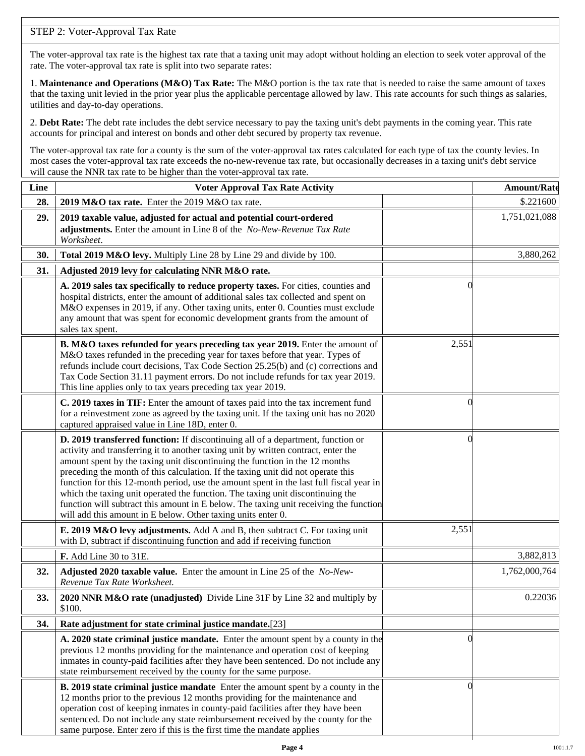## STEP 2: Voter-Approval Tax Rate

The voter-approval tax rate is the highest tax rate that a taxing unit may adopt without holding an election to seek voter approval of the rate. The voter-approval tax rate is split into two separate rates:

1. **Maintenance and Operations (M&O) Tax Rate:** The M&O portion is the tax rate that is needed to raise the same amount of taxes that the taxing unit levied in the prior year plus the applicable percentage allowed by law. This rate accounts for such things as salaries, utilities and day-to-day operations.

2. **Debt Rate:** The debt rate includes the debt service necessary to pay the taxing unit's debt payments in the coming year. This rate accounts for principal and interest on bonds and other debt secured by property tax revenue.

The voter-approval tax rate for a county is the sum of the voter-approval tax rates calculated for each type of tax the county levies. In most cases the voter-approval tax rate exceeds the no-new-revenue tax rate, but occasionally decreases in a taxing unit's debt service will cause the NNR tax rate to be higher than the voter-approval tax rate.

| Line | Voter Approval Tax Rate Activity | | Amount/Rate |
|---|---|---|---|
| 28. | **2019 M&O tax rate.** Enter the 2019 M&O tax rate. | | $.221600 |
| 29. | **2019 taxable value, adjusted for actual and potential court-ordered adjustments.** Enter the amount in Line 8 of the *No-New-Revenue Tax Rate Worksheet*. | | 1,751,021,088 |
| 30. | **Total 2019 M&O levy.** Multiply Line 28 by Line 29 and divide by 100. | | 3,880,262 |
| 31. | **Adjusted 2019 levy for calculating NNR M&O rate.** | | |
| | **A. 2019 sales tax specifically to reduce property taxes.** For cities, counties and hospital districts, enter the amount of additional sales tax collected and spent on M&O expenses in 2019, if any. Other taxing units, enter 0. Counties must exclude any amount that was spent for economic development grants from the amount of sales tax spent. | 0 | |
| | **B. M&O taxes refunded for years preceding tax year 2019.** Enter the amount of M&O taxes refunded in the preceding year for taxes before that year. Types of refunds include court decisions, Tax Code Section 25.25(b) and (c) corrections and Tax Code Section 31.11 payment errors. Do not include refunds for tax year 2019. This line applies only to tax years preceding tax year 2019. | 2,551 | |
| | **C. 2019 taxes in TIF:** Enter the amount of taxes paid into the tax increment fund for a reinvestment zone as agreed by the taxing unit. If the taxing unit has no 2020 captured appraised value in Line 18D, enter 0. | 0 | |
| | **D. 2019 transferred function:** If discontinuing all of a department, function or activity and transferring it to another taxing unit by written contract, enter the amount spent by the taxing unit discontinuing the function in the 12 months preceding the month of this calculation. If the taxing unit did not operate this function for this 12-month period, use the amount spent in the last full fiscal year in which the taxing unit operated the function. The taxing unit discontinuing the function will subtract this amount in E below. The taxing unit receiving the function will add this amount in E below. Other taxing units enter 0. | 0 | |
| | **E. 2019 M&O levy adjustments.** Add A and B, then subtract C. For taxing unit with D, subtract if discontinuing function and add if receiving function | 2,551 | |
| | **F.** Add Line 30 to 31E. | | 3,882,813 |
| 32. | **Adjusted 2020 taxable value.** Enter the amount in Line 25 of the *No-New-Revenue Tax Rate Worksheet.* | | 1,762,000,764 |
| 33. | **2020 NNR M&O rate (unadjusted)** Divide Line 31F by Line 32 and multiply by $100. | | 0.22036 |
| 34. | **Rate adjustment for state criminal justice mandate.**[23] | | |
| | **A. 2020 state criminal justice mandate.** Enter the amount spent by a county in the previous 12 months providing for the maintenance and operation cost of keeping inmates in county-paid facilities after they have been sentenced. Do not include any state reimbursement received by the county for the same purpose. | 0 | |
| | **B. 2019 state criminal justice mandate** Enter the amount spent by a county in the 12 months prior to the previous 12 months providing for the maintenance and operation cost of keeping inmates in county-paid facilities after they have been sentenced. Do not include any state reimbursement received by the county for the same purpose. Enter zero if this is the first time the mandate applies | 0 | |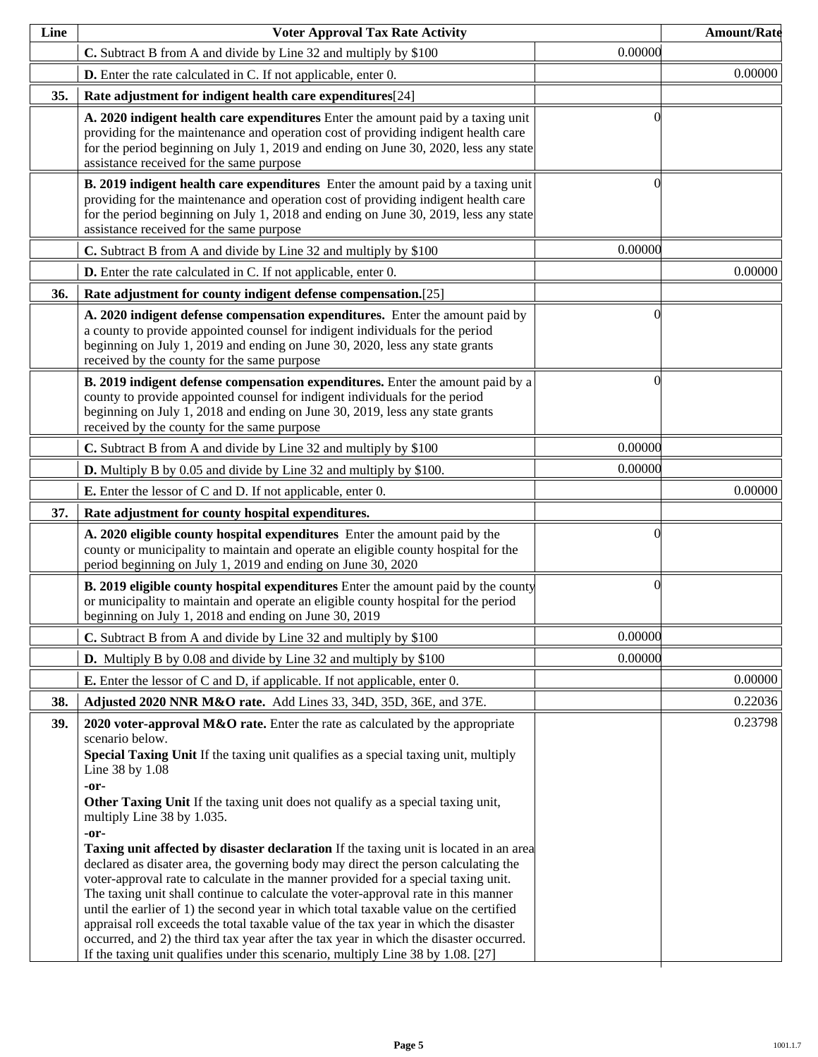| Line | Voter Approval Tax Rate Activity | | Amount/Rate |
|---|---|---|---|
| | **C.** Subtract B from A and divide by Line 32 and multiply by $100 | 0.00000 | |
| | **D.** Enter the rate calculated in C. If not applicable, enter 0. | | 0.00000 |
| **35.** | **Rate adjustment for indigent health care expenditures**[24] | | |
| | **A. 2020 indigent health care expenditures** Enter the amount paid by a taxing unit providing for the maintenance and operation cost of providing indigent health care for the period beginning on July 1, 2019 and ending on June 30, 2020, less any state assistance received for the same purpose | 0 | |
| | **B. 2019 indigent health care expenditures** Enter the amount paid by a taxing unit providing for the maintenance and operation cost of providing indigent health care for the period beginning on July 1, 2018 and ending on June 30, 2019, less any state assistance received for the same purpose | 0 | |
| | **C.** Subtract B from A and divide by Line 32 and multiply by $100 | 0.00000 | |
| | **D.** Enter the rate calculated in C. If not applicable, enter 0. | | 0.00000 |
| **36.** | **Rate adjustment for county indigent defense compensation.**[25] | | |
| | **A. 2020 indigent defense compensation expenditures.** Enter the amount paid by a county to provide appointed counsel for indigent individuals for the period beginning on July 1, 2019 and ending on June 30, 2020, less any state grants received by the county for the same purpose | 0 | |
| | **B. 2019 indigent defense compensation expenditures.** Enter the amount paid by a county to provide appointed counsel for indigent individuals for the period beginning on July 1, 2018 and ending on June 30, 2019, less any state grants received by the county for the same purpose | 0 | |
| | **C.** Subtract B from A and divide by Line 32 and multiply by $100 | 0.00000 | |
| | **D.** Multiply B by 0.05 and divide by Line 32 and multiply by $100. | 0.00000 | |
| | **E.** Enter the lessor of C and D. If not applicable, enter 0. | | 0.00000 |
| **37.** | **Rate adjustment for county hospital expenditures.** | | |
| | **A. 2020 eligible county hospital expenditures** Enter the amount paid by the county or municipality to maintain and operate an eligible county hospital for the period beginning on July 1, 2019 and ending on June 30, 2020 | 0 | |
| | **B. 2019 eligible county hospital expenditures** Enter the amount paid by the county or municipality to maintain and operate an eligible county hospital for the period beginning on July 1, 2018 and ending on June 30, 2019 | 0 | |
| | **C.** Subtract B from A and divide by Line 32 and multiply by $100 | 0.00000 | |
| | **D.** Multiply B by 0.08 and divide by Line 32 and multiply by $100 | 0.00000 | |
| | **E.** Enter the lessor of C and D, if applicable. If not applicable, enter 0. | | 0.00000 |
| **38.** | **Adjusted 2020 NNR M&O rate.** Add Lines 33, 34D, 35D, 36E, and 37E. | | 0.22036 |
| **39.** | **2020 voter-approval M&O rate.** Enter the rate as calculated by the appropriate scenario below.<br>**Special Taxing Unit** If the taxing unit qualifies as a special taxing unit, multiply Line 38 by 1.08<br>**-or-**<br>**Other Taxing Unit** If the taxing unit does not qualify as a special taxing unit, multiply Line 38 by 1.035.<br>**-or-**<br>**Taxing unit affected by disaster declaration** If the taxing unit is located in an area declared as disater area, the governing body may direct the person calculating the voter-approval rate to calculate in the manner provided for a special taxing unit. The taxing unit shall continue to calculate the voter-approval rate in this manner until the earlier of 1) the second year in which total taxable value on the certified appraisal roll exceeds the total taxable value of the tax year in which the disaster occurred, and 2) the third tax year after the tax year in which the disaster occurred. If the taxing unit qualifies under this scenario, multiply Line 38 by 1.08. [27] | | 0.23798 |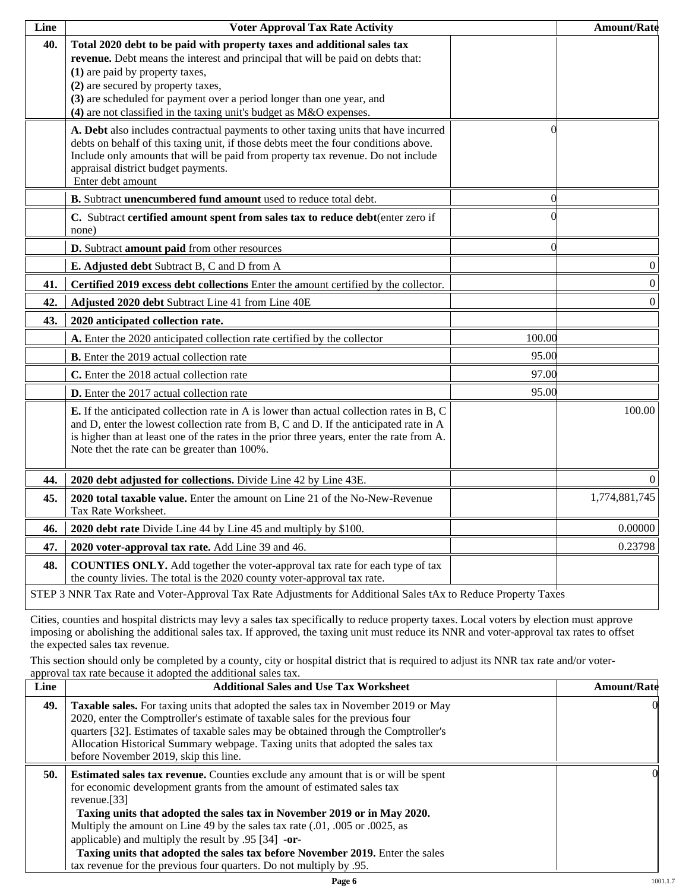| Line | Voter Approval Tax Rate Activity | | Amount/Rate |
|---|---|---|---|
| 40. | **Total 2020 debt to be paid with property taxes and additional sales tax revenue.** Debt means the interest and principal that will be paid on debts that:<br>**(1)** are paid by property taxes,<br>**(2)** are secured by property taxes,<br>**(3)** are scheduled for payment over a period longer than one year, and<br>**(4)** are not classified in the taxing unit's budget as M&O expenses. | | |
| | **A. Debt** also includes contractual payments to other taxing units that have incurred debts on behalf of this taxing unit, if those debts meet the four conditions above. Include only amounts that will be paid from property tax revenue. Do not include appraisal district budget payments.<br>Enter debt amount | 0 | |
| | **B.** Subtract **unencumbered fund amount** used to reduce total debt. | 0 | |
| | **C.** Subtract **certified amount spent from sales tax to reduce debt**(enter zero if none) | 0 | |
| | **D.** Subtract **amount paid** from other resources | 0 | |
| | **E. Adjusted debt** Subtract B, C and D from A | | 0 |
| 41. | **Certified 2019 excess debt collections** Enter the amount certified by the collector. | | 0 |
| 42. | **Adjusted 2020 debt** Subtract Line 41 from Line 40E | | 0 |
| 43. | **2020 anticipated collection rate.** | | |
| | **A.** Enter the 2020 anticipated collection rate certified by the collector | 100.00 | |
| | **B.** Enter the 2019 actual collection rate | 95.00 | |
| | **C.** Enter the 2018 actual collection rate | 97.00 | |
| | **D.** Enter the 2017 actual collection rate | 95.00 | |
| | **E.** If the anticipated collection rate in A is lower than actual collection rates in B, C and D, enter the lowest collection rate from B, C and D. If the anticipated rate in A is higher than at least one of the rates in the prior three years, enter the rate from A. Note thet the rate can be greater than 100%. | | 100.00 |
| 44. | **2020 debt adjusted for collections.** Divide Line 42 by Line 43E. | | 0 |
| 45. | **2020 total taxable value.** Enter the amount on Line 21 of the No-New-Revenue Tax Rate Worksheet. | | 1,774,881,745 |
| 46. | **2020 debt rate** Divide Line 44 by Line 45 and multiply by $100. | | 0.00000 |
| 47. | **2020 voter-approval tax rate.** Add Line 39 and 46. | | 0.23798 |
| 48. | **COUNTIES ONLY.** Add together the voter-approval tax rate for each type of tax the county livies. The total is the 2020 county voter-approval tax rate. | | |

STEP 3 NNR Tax Rate and Voter-Approval Tax Rate Adjustments for Additional Sales tAx to Reduce Property Taxes

Cities, counties and hospital districts may levy a sales tax specifically to reduce property taxes. Local voters by election must approve imposing or abolishing the additional sales tax. If approved, the taxing unit must reduce its NNR and voter-approval tax rates to offset the expected sales tax revenue.

This section should only be completed by a county, city or hospital district that is required to adjust its NNR tax rate and/or voter-approval tax rate because it adopted the additional sales tax.

| Line | Additional Sales and Use Tax Worksheet | Amount/Rate |
|---|---|---|
| 49. | **Taxable sales.** For taxing units that adopted the sales tax in November 2019 or May 2020, enter the Comptroller's estimate of taxable sales for the previous four quarters [32]. Estimates of taxable sales may be obtained through the Comptroller's Allocation Historical Summary webpage. Taxing units that adopted the sales tax before November 2019, skip this line. | 0 |
| 50. | **Estimated sales tax revenue.** Counties exclude any amount that is or will be spent for economic development grants from the amount of estimated sales tax revenue.[33]<br>**Taxing units that adopted the sales tax in November 2019 or in May 2020.** Multiply the amount on Line 49 by the sales tax rate (.01, .005 or .0025, as applicable) and multiply the result by .95 [34] **-or-**<br>**Taxing units that adopted the sales tax before November 2019.** Enter the sales tax revenue for the previous four quarters. Do not multiply by .95. | 0 |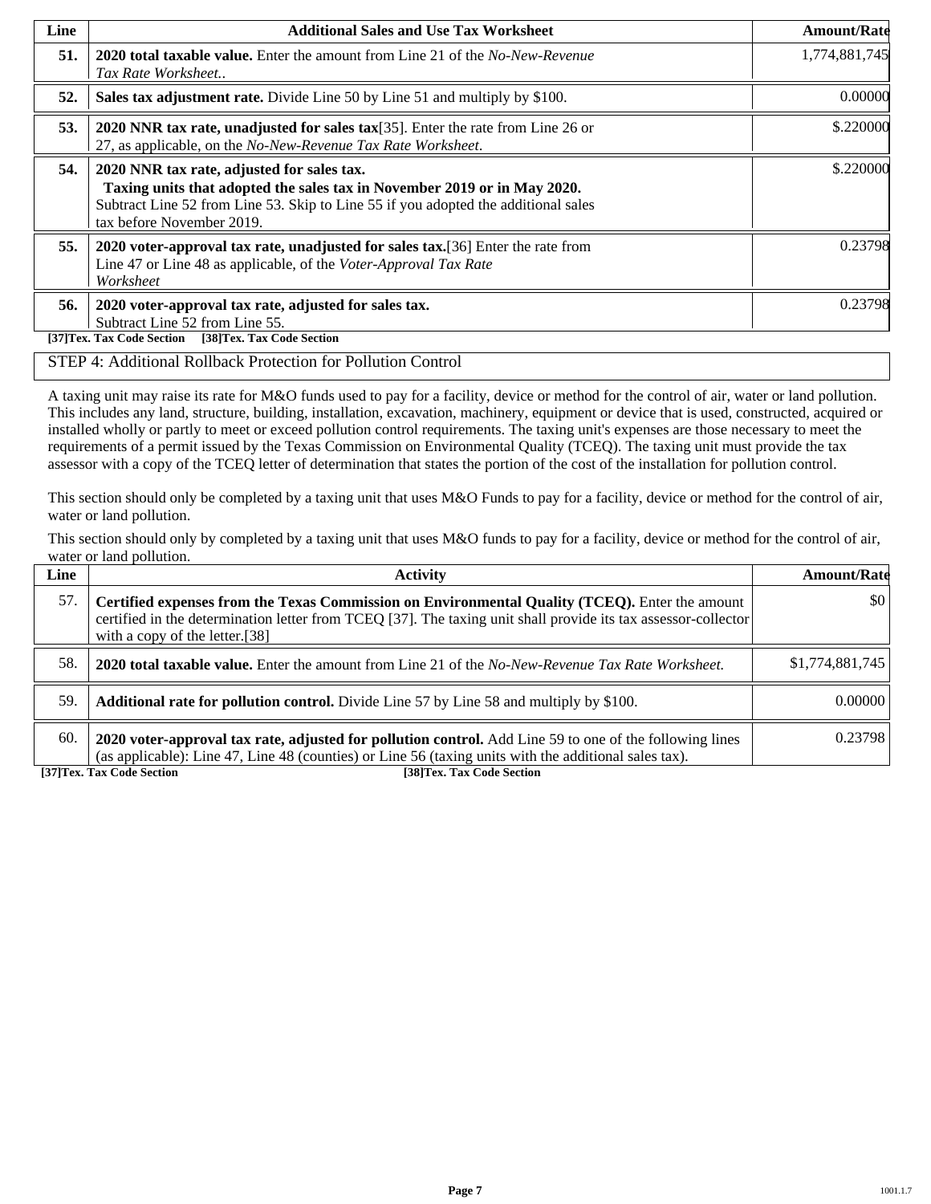| Line | Additional Sales and Use Tax Worksheet | Amount/Rate |
|---|---|---|
| **51.** | **2020 total taxable value.** Enter the amount from Line 21 of the *No-New-Revenue Tax Rate Worksheet.*. | 1,774,881,745 |
| **52.** | **Sales tax adjustment rate.** Divide Line 50 by Line 51 and multiply by $100. | 0.00000 |
| **53.** | **2020 NNR tax rate, unadjusted for sales tax**[35]. Enter the rate from Line 26 or 27, as applicable, on the *No-New-Revenue Tax Rate Worksheet*. | $.220000 |
| **54.** | **2020 NNR tax rate, adjusted for sales tax.** **Taxing units that adopted the sales tax in November 2019 or in May 2020.** Subtract Line 52 from Line 53. Skip to Line 55 if you adopted the additional sales tax before November 2019. | $.220000 |
| **55.** | **2020 voter-approval tax rate, unadjusted for sales tax.**[36] Enter the rate from Line 47 or Line 48 as applicable, of the *Voter-Approval Tax Rate Worksheet* | 0.23798 |
| **56.** | **2020 voter-approval tax rate, adjusted for sales tax.** Subtract Line 52 from Line 55. | 0.23798 |

**[37]Tex. Tax Code Section [38]Tex. Tax Code Section**

## STEP 4: Additional Rollback Protection for Pollution Control

A taxing unit may raise its rate for M&O funds used to pay for a facility, device or method for the control of air, water or land pollution. This includes any land, structure, building, installation, excavation, machinery, equipment or device that is used, constructed, acquired or installed wholly or partly to meet or exceed pollution control requirements. The taxing unit's expenses are those necessary to meet the requirements of a permit issued by the Texas Commission on Environmental Quality (TCEQ). The taxing unit must provide the tax assessor with a copy of the TCEQ letter of determination that states the portion of the cost of the installation for pollution control.

This section should only be completed by a taxing unit that uses M&O Funds to pay for a facility, device or method for the control of air, water or land pollution.

This section should only by completed by a taxing unit that uses M&O funds to pay for a facility, device or method for the control of air, water or land pollution.

| Line | Activity | Amount/Rate |
|---|---|---|
| 57. | **Certified expenses from the Texas Commission on Environmental Quality (TCEQ).** Enter the amount certified in the determination letter from TCEQ [37]. The taxing unit shall provide its tax assessor-collector with a copy of the letter.[38] | $0 |
| 58. | **2020 total taxable value.** Enter the amount from Line 21 of the *No-New-Revenue Tax Rate Worksheet.* | $1,774,881,745 |
| 59. | **Additional rate for pollution control.** Divide Line 57 by Line 58 and multiply by $100. | 0.00000 |
| 60. | **2020 voter-approval tax rate, adjusted for pollution control.** Add Line 59 to one of the following lines (as applicable): Line 47, Line 48 (counties) or Line 56 (taxing units with the additional sales tax). | 0.23798 |

**[37]Tex. Tax Code Section** **[38]Tex. Tax Code Section**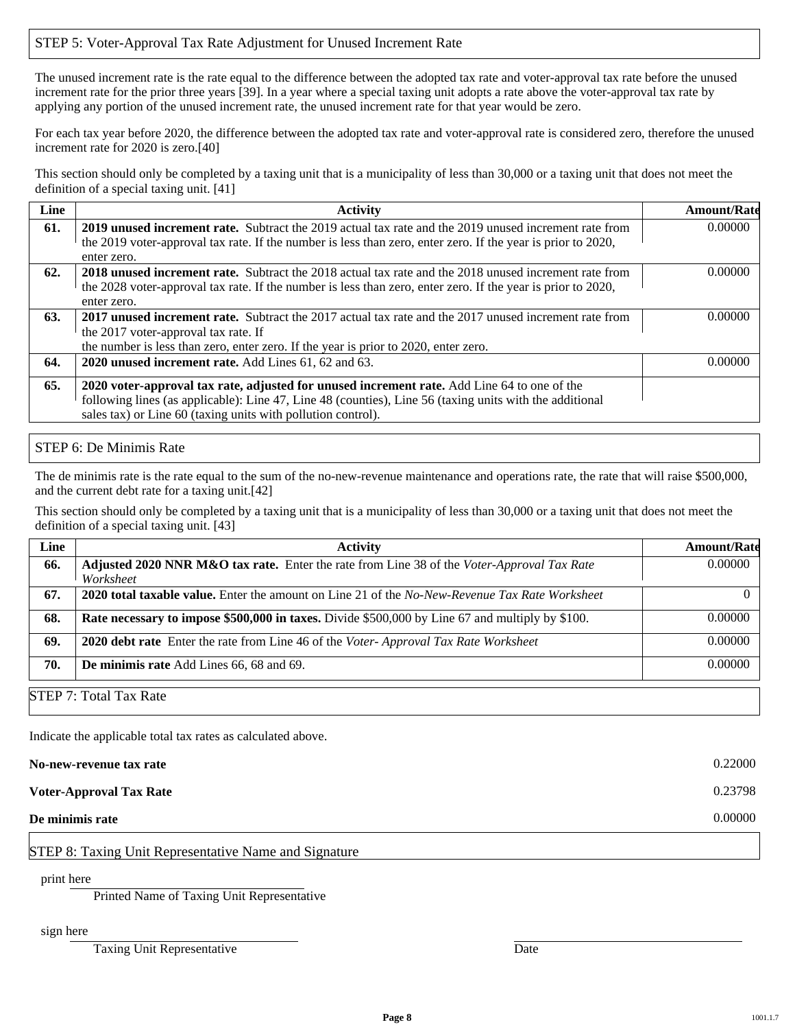## STEP 5: Voter-Approval Tax Rate Adjustment for Unused Increment Rate

The unused increment rate is the rate equal to the difference between the adopted tax rate and voter-approval tax rate before the unused increment rate for the prior three years [39]. In a year where a special taxing unit adopts a rate above the voter-approval tax rate by applying any portion of the unused increment rate, the unused increment rate for that year would be zero.

For each tax year before 2020, the difference between the adopted tax rate and voter-approval rate is considered zero, therefore the unused increment rate for 2020 is zero.[40]

This section should only be completed by a taxing unit that is a municipality of less than 30,000 or a taxing unit that does not meet the definition of a special taxing unit. [41]

| Line | Activity | Amount/Rate |
|---|---|---|
| **61.** | **2019 unused increment rate.** Subtract the 2019 actual tax rate and the 2019 unused increment rate from the 2019 voter-approval tax rate. If the number is less than zero, enter zero. If the year is prior to 2020, enter zero. | 0.00000 |
| **62.** | **2018 unused increment rate.** Subtract the 2018 actual tax rate and the 2018 unused increment rate from the 2028 voter-approval tax rate. If the number is less than zero, enter zero. If the year is prior to 2020, enter zero. | 0.00000 |
| **63.** | **2017 unused increment rate.** Subtract the 2017 actual tax rate and the 2017 unused increment rate from the 2017 voter-approval tax rate. If the number is less than zero, enter zero. If the year is prior to 2020, enter zero. | 0.00000 |
| **64.** | **2020 unused increment rate.** Add Lines 61, 62 and 63. | 0.00000 |
| **65.** | **2020 voter-approval tax rate, adjusted for unused increment rate.** Add Line 64 to one of the following lines (as applicable): Line 47, Line 48 (counties), Line 56 (taxing units with the additional sales tax) or Line 60 (taxing units with pollution control). | |

## STEP 6: De Minimis Rate

The de minimis rate is the rate equal to the sum of the no-new-revenue maintenance and operations rate, the rate that will raise $500,000, and the current debt rate for a taxing unit.[42]

This section should only be completed by a taxing unit that is a municipality of less than 30,000 or a taxing unit that does not meet the definition of a special taxing unit. [43]

| Line | Activity | Amount/Rate |
|---|---|---|
| **66.** | **Adjusted 2020 NNR M&O tax rate.** Enter the rate from Line 38 of the *Voter-Approval Tax Rate Worksheet* | 0.00000 |
| **67.** | **2020 total taxable value.** Enter the amount on Line 21 of the *No-New-Revenue Tax Rate Worksheet* | 0 |
| **68.** | **Rate necessary to impose $500,000 in taxes.** Divide $500,000 by Line 67 and multiply by $100. | 0.00000 |
| **69.** | **2020 debt rate** Enter the rate from Line 46 of the *Voter- Approval Tax Rate Worksheet* | 0.00000 |
| **70.** | **De minimis rate** Add Lines 66, 68 and 69. | 0.00000 |

## STEP 7: Total Tax Rate

Indicate the applicable total tax rates as calculated above.

**No-new-revenue tax rate** 0.22000

**Voter-Approval Tax Rate** 0.23798

**De minimis rate** 0.00000

## STEP 8: Taxing Unit Representative Name and Signature

print here ______________________________
Printed Name of Taxing Unit Representative

sign here ______________________________
Taxing Unit Representative

______________________________
Date